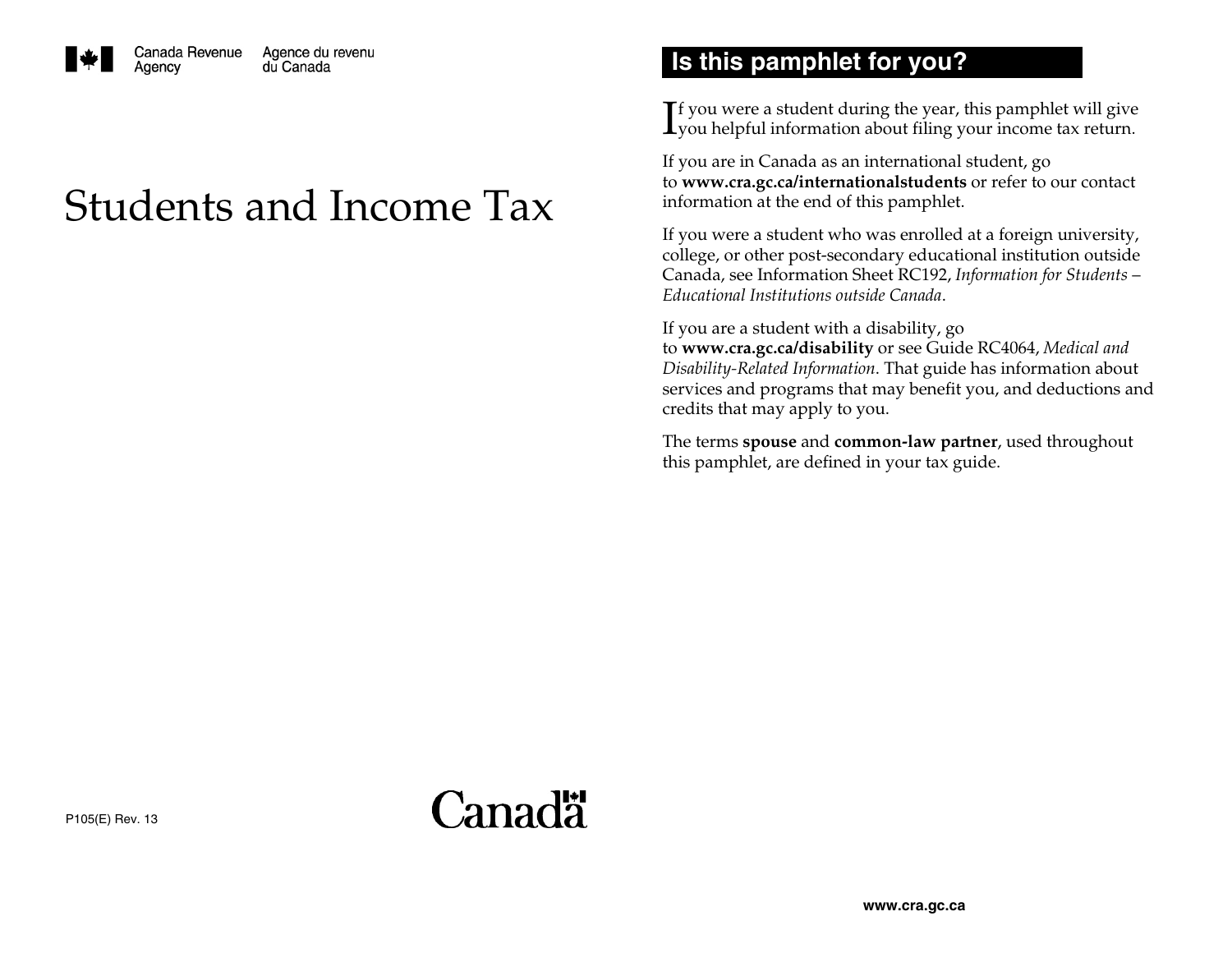Canada Revenue Agency — Agence du revenu du Canada

# Students and Income Tax

P105(E) Rev. 13

## Is this pamphlet for you?

If you were a student during the year, this pamphlet will give you helpful information about filing your income tax return.

If you are in Canada as an international student, go to **www.cra.gc.ca/internationalstudents** or refer to our contact information at the end of this pamphlet.

If you were a student who was enrolled at a foreign university, college, or other post-secondary educational institution outside Canada, see Information Sheet RC192, *Information for Students – Educational Institutions outside Canada*.

If you are a student with a disability, go to **www.cra.gc.ca/disability** or see Guide RC4064, *Medical and Disability-Related Information*. That guide has information about services and programs that may benefit you, and deductions and credits that may apply to you.

The terms **spouse** and **common-law partner**, used throughout this pamphlet, are defined in your tax guide.

**www.cra.gc.ca**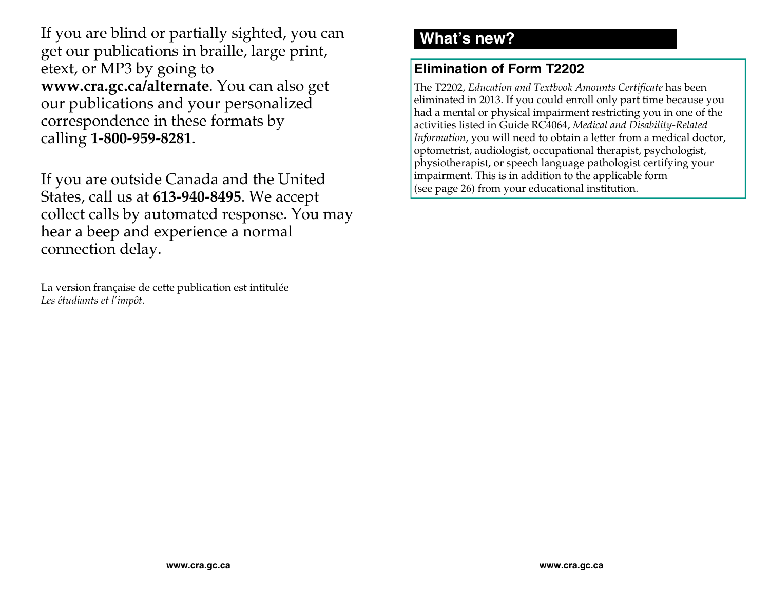If you are blind or partially sighted, you can get our publications in braille, large print, etext, or MP3 by going to **www.cra.gc.ca/alternate**. You can also get our publications and your personalized correspondence in these formats by calling **1-800-959-8281**.

If you are outside Canada and the United States, call us at **613-940-8495**. We accept collect calls by automated response. You may hear a beep and experience a normal connection delay.

La version française de cette publication est intitulée *Les étudiants et l'impôt*.

## What's new?

### Elimination of Form T2202

The T2202, *Education and Textbook Amounts Certificate* has been eliminated in 2013. If you could enroll only part time because you had a mental or physical impairment restricting you in one of the activities listed in Guide RC4064, *Medical and Disability-Related Information*, you will need to obtain a letter from a medical doctor, optometrist, audiologist, occupational therapist, psychologist, physiotherapist, or speech language pathologist certifying your impairment. This is in addition to the applicable form (see page 26) from your educational institution.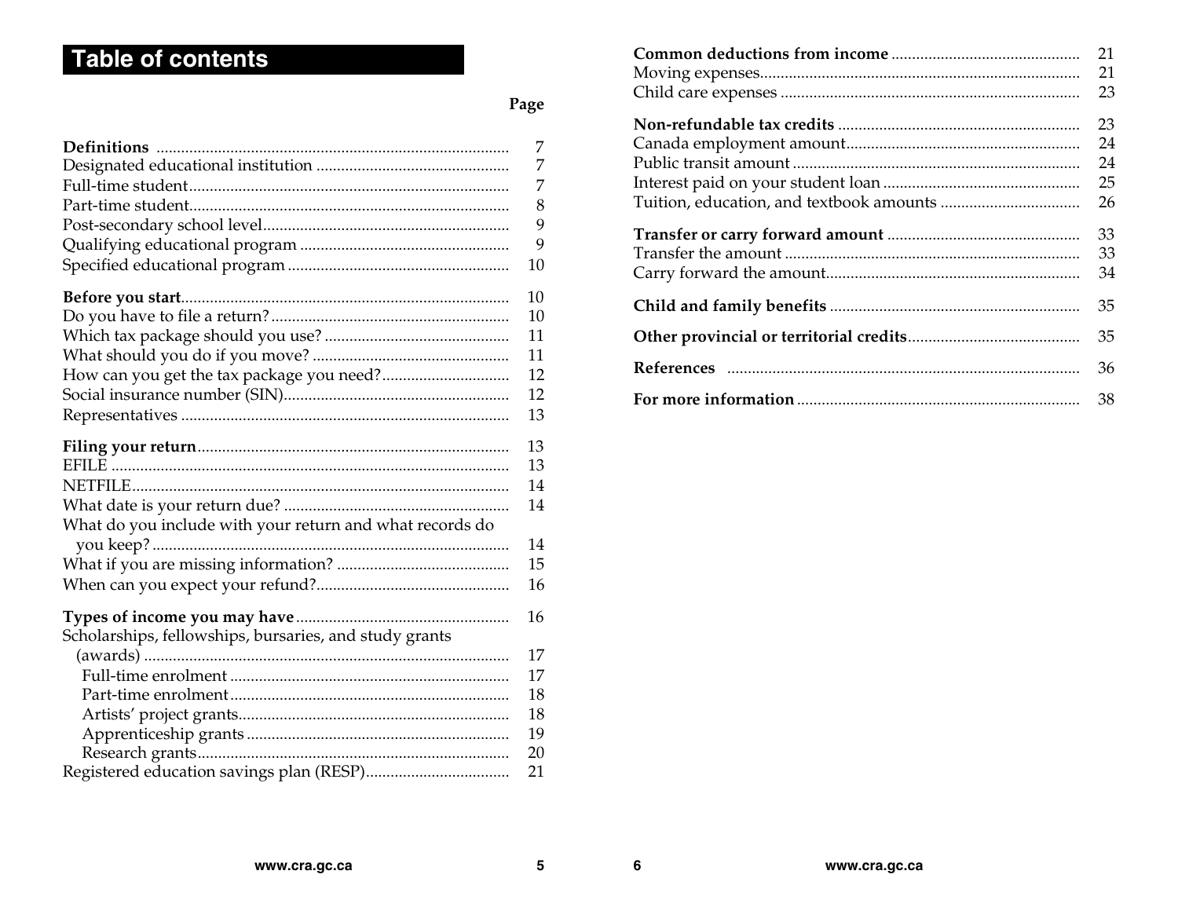## Table of contents

| | Page |
|---|---|
| **Definitions** | 7 |
| Designated educational institution | 7 |
| Full-time student | 7 |
| Part-time student | 8 |
| Post-secondary school level | 9 |
| Qualifying educational program | 9 |
| Specified educational program | 10 |
| **Before you start** | 10 |
| Do you have to file a return? | 10 |
| Which tax package should you use? | 11 |
| What should you do if you move? | 11 |
| How can you get the tax package you need? | 12 |
| Social insurance number (SIN) | 12 |
| Representatives | 13 |
| **Filing your return** | 13 |
| EFILE | 13 |
| NETFILE | 14 |
| What date is your return due? | 14 |
| What do you include with your return and what records do you keep? | 14 |
| What if you are missing information? | 15 |
| When can you expect your refund? | 16 |
| **Types of income you may have** | 16 |
| Scholarships, fellowships, bursaries, and study grants (awards) | 17 |
| Full-time enrolment | 17 |
| Part-time enrolment | 18 |
| Artists' project grants | 18 |
| Apprenticeship grants | 19 |
| Research grants | 20 |
| Registered education savings plan (RESP) | 21 |
| **Common deductions from income** | 21 |
| Moving expenses | 21 |
| Child care expenses | 23 |
| **Non-refundable tax credits** | 23 |
| Canada employment amount | 24 |
| Public transit amount | 24 |
| Interest paid on your student loan | 25 |
| Tuition, education, and textbook amounts | 26 |
| **Transfer or carry forward amount** | 33 |
| Transfer the amount | 33 |
| Carry forward the amount | 34 |
| **Child and family benefits** | 35 |
| **Other provincial or territorial credits** | 35 |
| **References** | 36 |
| **For more information** | 38 |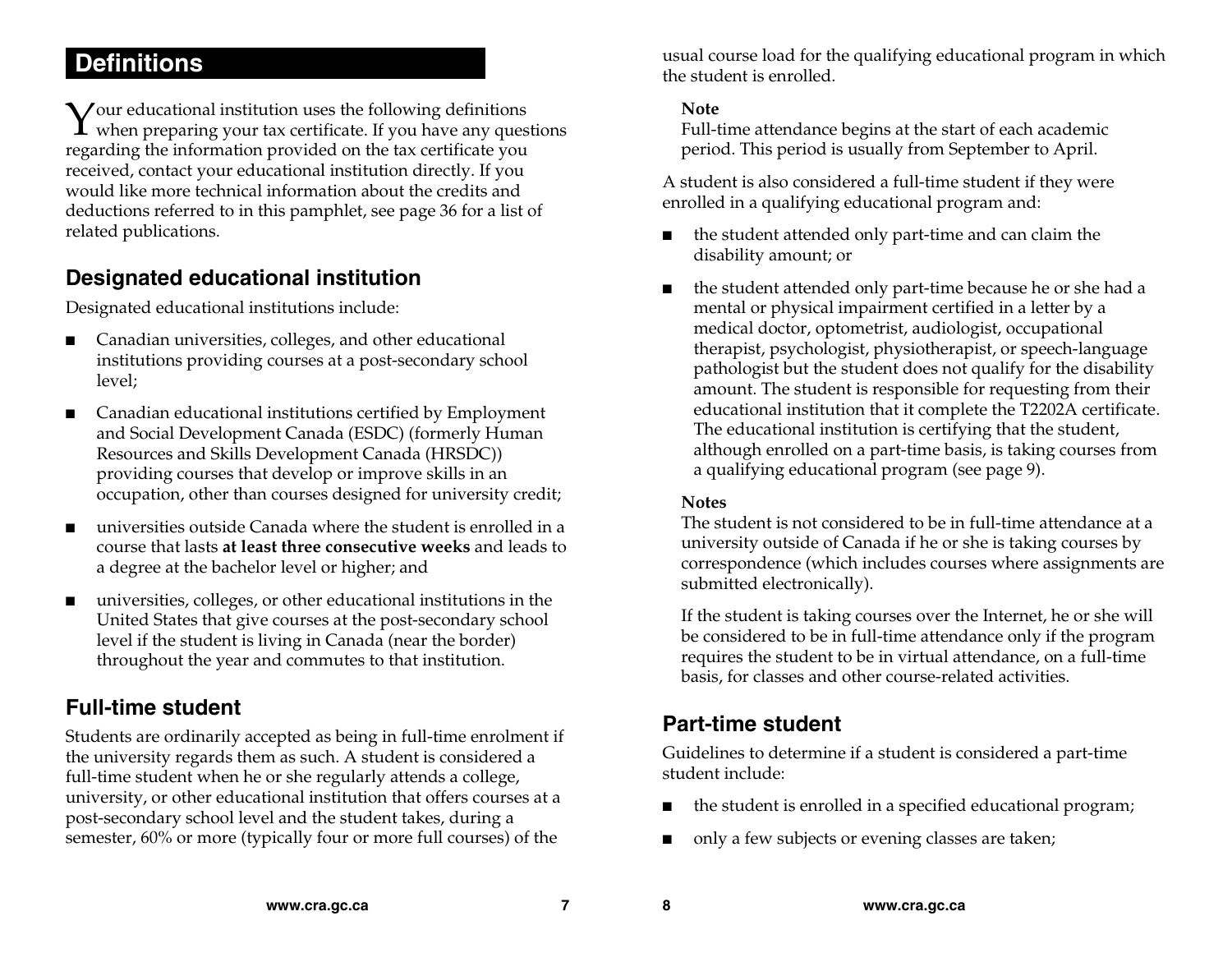## Definitions

Your educational institution uses the following definitions when preparing your tax certificate. If you have any questions regarding the information provided on the tax certificate you received, contact your educational institution directly. If you would like more technical information about the credits and deductions referred to in this pamphlet, see page 36 for a list of related publications.

### Designated educational institution

Designated educational institutions include:

- Canadian universities, colleges, and other educational institutions providing courses at a post-secondary school level;
- Canadian educational institutions certified by Employment and Social Development Canada (ESDC) (formerly Human Resources and Skills Development Canada (HRSDC)) providing courses that develop or improve skills in an occupation, other than courses designed for university credit;
- universities outside Canada where the student is enrolled in a course that lasts **at least three consecutive weeks** and leads to a degree at the bachelor level or higher; and
- universities, colleges, or other educational institutions in the United States that give courses at the post-secondary school level if the student is living in Canada (near the border) throughout the year and commutes to that institution.

### Full-time student

Students are ordinarily accepted as being in full-time enrolment if the university regards them as such. A student is considered a full-time student when he or she regularly attends a college, university, or other educational institution that offers courses at a post-secondary school level and the student takes, during a semester, 60% or more (typically four or more full courses) of the usual course load for the qualifying educational program in which the student is enrolled.

**Note**
Full-time attendance begins at the start of each academic period. This period is usually from September to April.

A student is also considered a full-time student if they were enrolled in a qualifying educational program and:

- the student attended only part-time and can claim the disability amount; or
- the student attended only part-time because he or she had a mental or physical impairment certified in a letter by a medical doctor, optometrist, audiologist, occupational therapist, psychologist, physiotherapist, or speech-language pathologist but the student does not qualify for the disability amount. The student is responsible for requesting from their educational institution that it complete the T2202A certificate. The educational institution is certifying that the student, although enrolled on a part-time basis, is taking courses from a qualifying educational program (see page 9).

**Notes**
The student is not considered to be in full-time attendance at a university outside of Canada if he or she is taking courses by correspondence (which includes courses where assignments are submitted electronically).

If the student is taking courses over the Internet, he or she will be considered to be in full-time attendance only if the program requires the student to be in virtual attendance, on a full-time basis, for classes and other course-related activities.

### Part-time student

Guidelines to determine if a student is considered a part-time student include:

- the student is enrolled in a specified educational program;
- only a few subjects or evening classes are taken;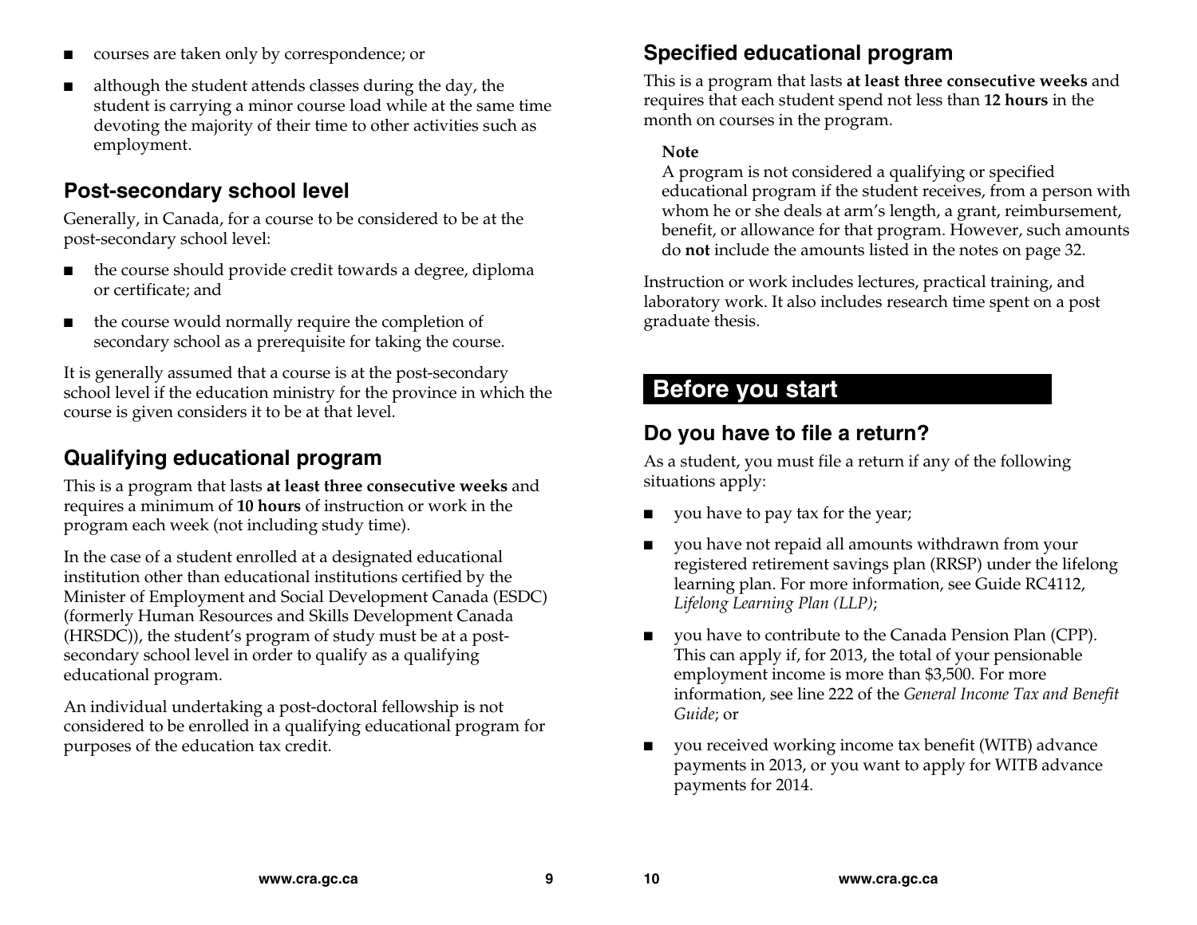- courses are taken only by correspondence; or
- although the student attends classes during the day, the student is carrying a minor course load while at the same time devoting the majority of their time to other activities such as employment.

### Post-secondary school level

Generally, in Canada, for a course to be considered to be at the post-secondary school level:

- the course should provide credit towards a degree, diploma or certificate; and
- the course would normally require the completion of secondary school as a prerequisite for taking the course.

It is generally assumed that a course is at the post-secondary school level if the education ministry for the province in which the course is given considers it to be at that level.

### Qualifying educational program

This is a program that lasts **at least three consecutive weeks** and requires a minimum of **10 hours** of instruction or work in the program each week (not including study time).

In the case of a student enrolled at a designated educational institution other than educational institutions certified by the Minister of Employment and Social Development Canada (ESDC) (formerly Human Resources and Skills Development Canada (HRSDC)), the student's program of study must be at a post-secondary school level in order to qualify as a qualifying educational program.

An individual undertaking a post-doctoral fellowship is not considered to be enrolled in a qualifying educational program for purposes of the education tax credit.

### Specified educational program

This is a program that lasts **at least three consecutive weeks** and requires that each student spend not less than **12 hours** in the month on courses in the program.

> **Note**
> A program is not considered a qualifying or specified educational program if the student receives, from a person with whom he or she deals at arm's length, a grant, reimbursement, benefit, or allowance for that program. However, such amounts do **not** include the amounts listed in the notes on page 32.

Instruction or work includes lectures, practical training, and laboratory work. It also includes research time spent on a post graduate thesis.

## Before you start

### Do you have to file a return?

As a student, you must file a return if any of the following situations apply:

- you have to pay tax for the year;
- you have not repaid all amounts withdrawn from your registered retirement savings plan (RRSP) under the lifelong learning plan. For more information, see Guide RC4112, *Lifelong Learning Plan (LLP)*;
- you have to contribute to the Canada Pension Plan (CPP). This can apply if, for 2013, the total of your pensionable employment income is more than $3,500. For more information, see line 222 of the *General Income Tax and Benefit Guide*; or
- you received working income tax benefit (WITB) advance payments in 2013, or you want to apply for WITB advance payments for 2014.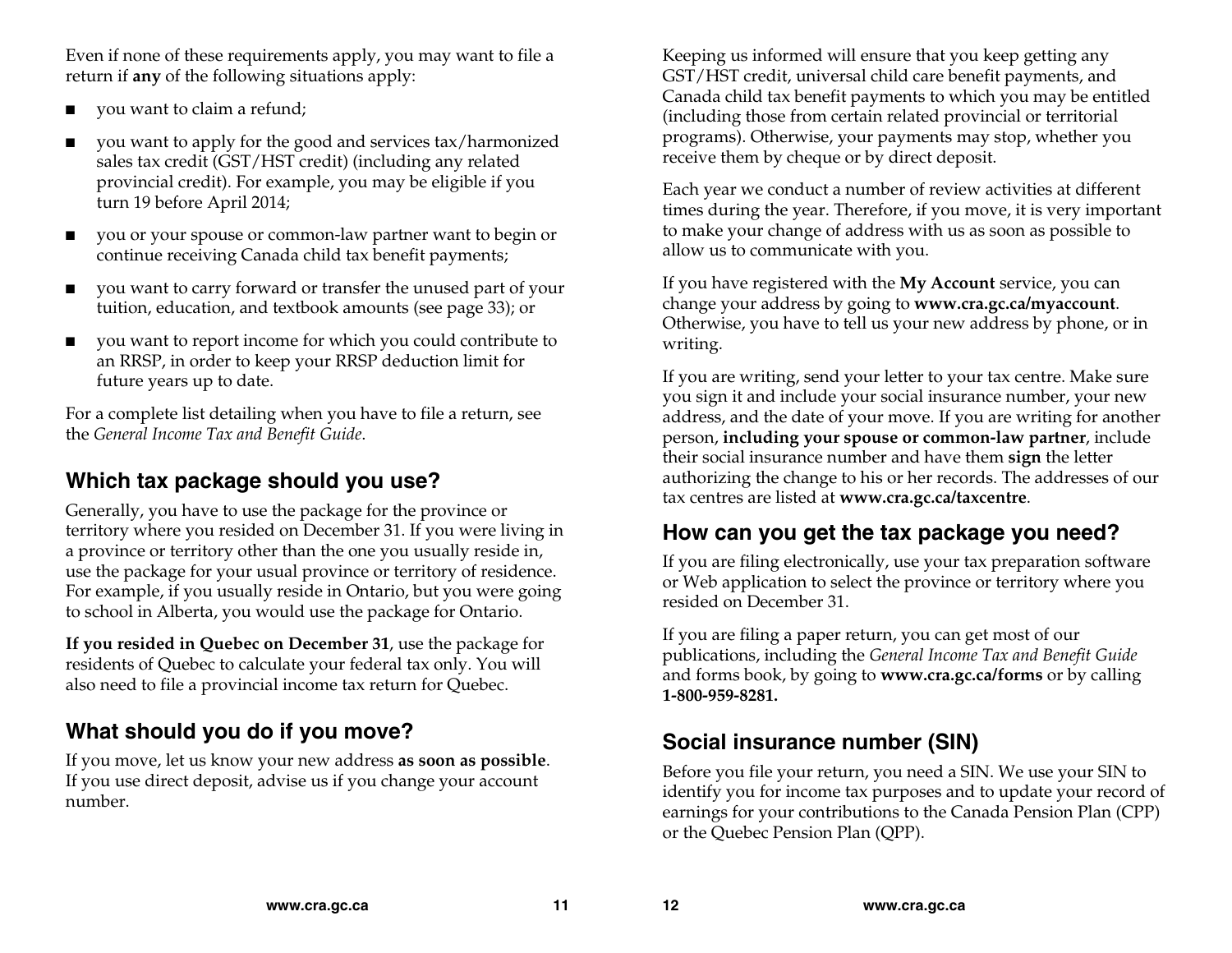Even if none of these requirements apply, you may want to file a return if **any** of the following situations apply:

- you want to claim a refund;
- you want to apply for the good and services tax/harmonized sales tax credit (GST/HST credit) (including any related provincial credit). For example, you may be eligible if you turn 19 before April 2014;
- you or your spouse or common-law partner want to begin or continue receiving Canada child tax benefit payments;
- you want to carry forward or transfer the unused part of your tuition, education, and textbook amounts (see page 33); or
- you want to report income for which you could contribute to an RRSP, in order to keep your RRSP deduction limit for future years up to date.

For a complete list detailing when you have to file a return, see the *General Income Tax and Benefit Guide*.

## Which tax package should you use?

Generally, you have to use the package for the province or territory where you resided on December 31. If you were living in a province or territory other than the one you usually reside in, use the package for your usual province or territory of residence. For example, if you usually reside in Ontario, but you were going to school in Alberta, you would use the package for Ontario.

**If you resided in Quebec on December 31**, use the package for residents of Quebec to calculate your federal tax only. You will also need to file a provincial income tax return for Quebec.

## What should you do if you move?

If you move, let us know your new address **as soon as possible**. If you use direct deposit, advise us if you change your account number.

Keeping us informed will ensure that you keep getting any GST/HST credit, universal child care benefit payments, and Canada child tax benefit payments to which you may be entitled (including those from certain related provincial or territorial programs). Otherwise, your payments may stop, whether you receive them by cheque or by direct deposit.

Each year we conduct a number of review activities at different times during the year. Therefore, if you move, it is very important to make your change of address with us as soon as possible to allow us to communicate with you.

If you have registered with the **My Account** service, you can change your address by going to **www.cra.gc.ca/myaccount**. Otherwise, you have to tell us your new address by phone, or in writing.

If you are writing, send your letter to your tax centre. Make sure you sign it and include your social insurance number, your new address, and the date of your move. If you are writing for another person, **including your spouse or common-law partner**, include their social insurance number and have them **sign** the letter authorizing the change to his or her records. The addresses of our tax centres are listed at **www.cra.gc.ca/taxcentre**.

## How can you get the tax package you need?

If you are filing electronically, use your tax preparation software or Web application to select the province or territory where you resided on December 31.

If you are filing a paper return, you can get most of our publications, including the *General Income Tax and Benefit Guide* and forms book, by going to **www.cra.gc.ca/forms** or by calling **1-800-959-8281.**

## Social insurance number (SIN)

Before you file your return, you need a SIN. We use your SIN to identify you for income tax purposes and to update your record of earnings for your contributions to the Canada Pension Plan (CPP) or the Quebec Pension Plan (QPP).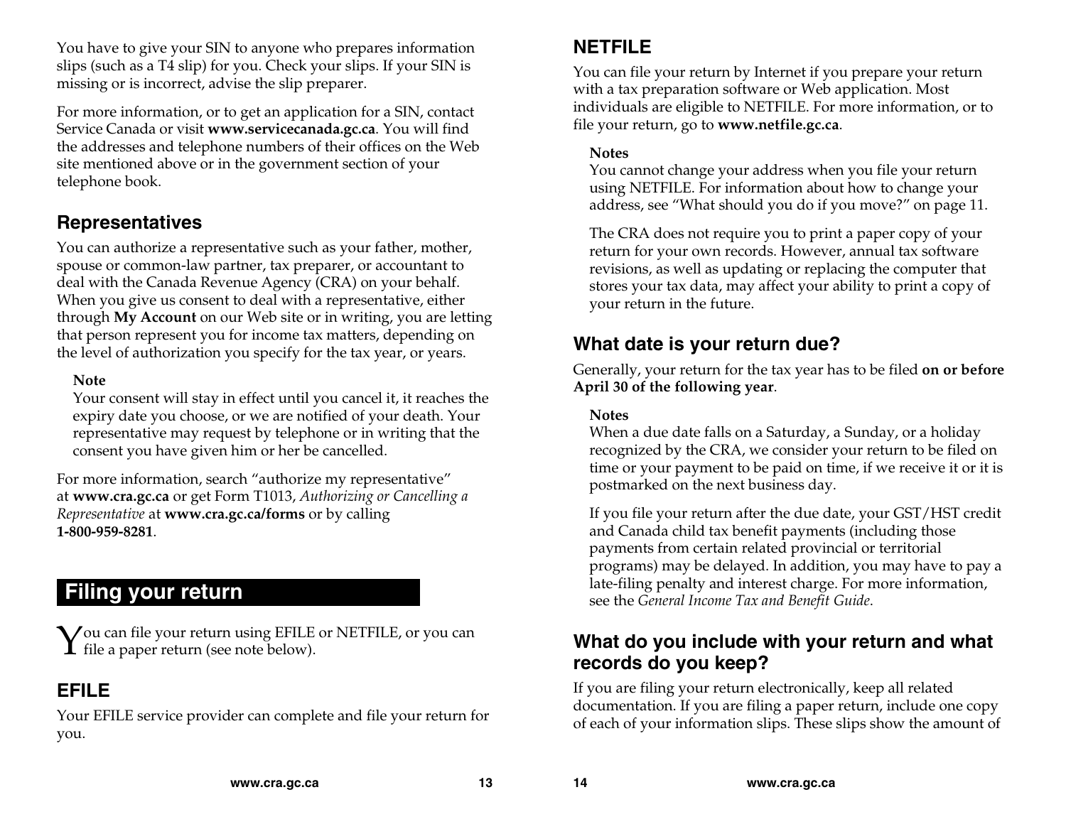You have to give your SIN to anyone who prepares information slips (such as a T4 slip) for you. Check your slips. If your SIN is missing or is incorrect, advise the slip preparer.

For more information, or to get an application for a SIN, contact Service Canada or visit **www.servicecanada.gc.ca**. You will find the addresses and telephone numbers of their offices on the Web site mentioned above or in the government section of your telephone book.

## Representatives

You can authorize a representative such as your father, mother, spouse or common-law partner, tax preparer, or accountant to deal with the Canada Revenue Agency (CRA) on your behalf. When you give us consent to deal with a representative, either through **My Account** on our Web site or in writing, you are letting that person represent you for income tax matters, depending on the level of authorization you specify for the tax year, or years.

**Note**
Your consent will stay in effect until you cancel it, it reaches the expiry date you choose, or we are notified of your death. Your representative may request by telephone or in writing that the consent you have given him or her be cancelled.

For more information, search "authorize my representative" at **www.cra.gc.ca** or get Form T1013, *Authorizing or Cancelling a Representative* at **www.cra.gc.ca/forms** or by calling **1-800-959-8281**.

# Filing your return

You can file your return using EFILE or NETFILE, or you can file a paper return (see note below).

## EFILE

Your EFILE service provider can complete and file your return for you.

## NETFILE

You can file your return by Internet if you prepare your return with a tax preparation software or Web application. Most individuals are eligible to NETFILE. For more information, or to file your return, go to **www.netfile.gc.ca**.

**Notes**
You cannot change your address when you file your return using NETFILE. For information about how to change your address, see "What should you do if you move?" on page 11.

The CRA does not require you to print a paper copy of your return for your own records. However, annual tax software revisions, as well as updating or replacing the computer that stores your tax data, may affect your ability to print a copy of your return in the future.

## What date is your return due?

Generally, your return for the tax year has to be filed **on or before April 30 of the following year**.

**Notes**
When a due date falls on a Saturday, a Sunday, or a holiday recognized by the CRA, we consider your return to be filed on time or your payment to be paid on time, if we receive it or it is postmarked on the next business day.

If you file your return after the due date, your GST/HST credit and Canada child tax benefit payments (including those payments from certain related provincial or territorial programs) may be delayed. In addition, you may have to pay a late-filing penalty and interest charge. For more information, see the *General Income Tax and Benefit Guide*.

## What do you include with your return and what records do you keep?

If you are filing your return electronically, keep all related documentation. If you are filing a paper return, include one copy of each of your information slips. These slips show the amount of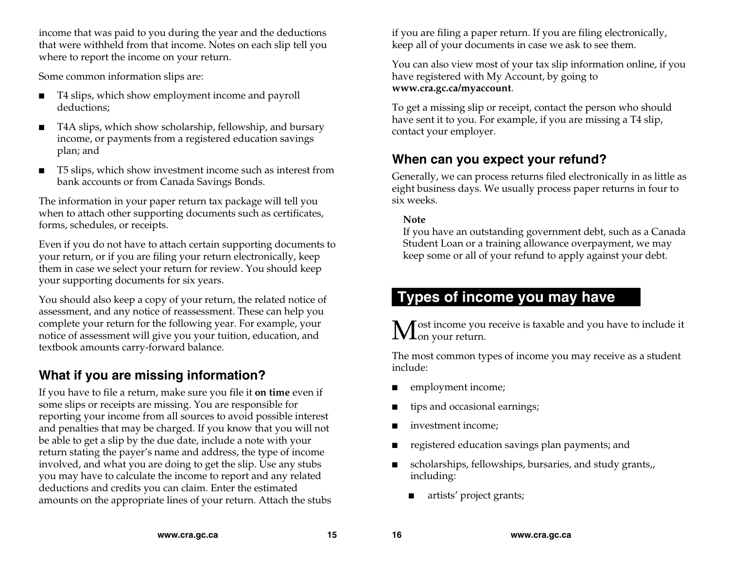income that was paid to you during the year and the deductions that were withheld from that income. Notes on each slip tell you where to report the income on your return.

Some common information slips are:

- T4 slips, which show employment income and payroll deductions;
- T4A slips, which show scholarship, fellowship, and bursary income, or payments from a registered education savings plan; and
- T5 slips, which show investment income such as interest from bank accounts or from Canada Savings Bonds.

The information in your paper return tax package will tell you when to attach other supporting documents such as certificates, forms, schedules, or receipts.

Even if you do not have to attach certain supporting documents to your return, or if you are filing your return electronically, keep them in case we select your return for review. You should keep your supporting documents for six years.

You should also keep a copy of your return, the related notice of assessment, and any notice of reassessment. These can help you complete your return for the following year. For example, your notice of assessment will give you your tuition, education, and textbook amounts carry-forward balance.

## What if you are missing information?

If you have to file a return, make sure you file it **on time** even if some slips or receipts are missing. You are responsible for reporting your income from all sources to avoid possible interest and penalties that may be charged. If you know that you will not be able to get a slip by the due date, include a note with your return stating the payer's name and address, the type of income involved, and what you are doing to get the slip. Use any stubs you may have to calculate the income to report and any related deductions and credits you can claim. Enter the estimated amounts on the appropriate lines of your return. Attach the stubs if you are filing a paper return. If you are filing electronically, keep all of your documents in case we ask to see them.

You can also view most of your tax slip information online, if you have registered with My Account, by going to **www.cra.gc.ca/myaccount**.

To get a missing slip or receipt, contact the person who should have sent it to you. For example, if you are missing a T4 slip, contact your employer.

## When can you expect your refund?

Generally, we can process returns filed electronically in as little as eight business days. We usually process paper returns in four to six weeks.

**Note**
If you have an outstanding government debt, such as a Canada Student Loan or a training allowance overpayment, we may keep some or all of your refund to apply against your debt.

# Types of income you may have

Most income you receive is taxable and you have to include it on your return.

The most common types of income you may receive as a student include:

- employment income;
- tips and occasional earnings;
- investment income;
- registered education savings plan payments; and
- scholarships, fellowships, bursaries, and study grants,, including:
  - artists' project grants;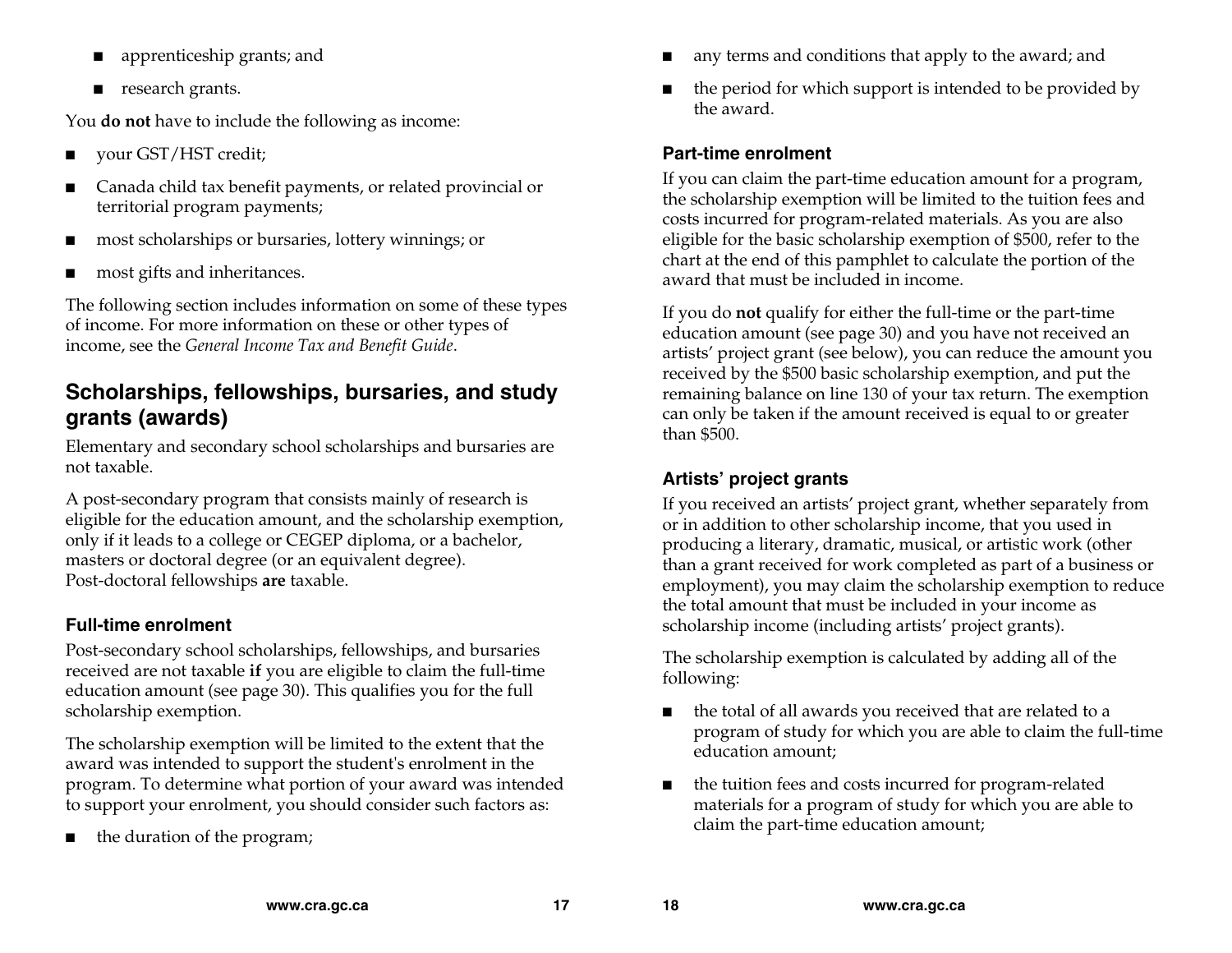- apprenticeship grants; and
- research grants.

You **do not** have to include the following as income:

- your GST/HST credit;
- Canada child tax benefit payments, or related provincial or territorial program payments;
- most scholarships or bursaries, lottery winnings; or
- most gifts and inheritances.

The following section includes information on some of these types of income. For more information on these or other types of income, see the *General Income Tax and Benefit Guide*.

## Scholarships, fellowships, bursaries, and study grants (awards)

Elementary and secondary school scholarships and bursaries are not taxable.

A post-secondary program that consists mainly of research is eligible for the education amount, and the scholarship exemption, only if it leads to a college or CEGEP diploma, or a bachelor, masters or doctoral degree (or an equivalent degree). Post-doctoral fellowships **are** taxable.

### Full-time enrolment

Post-secondary school scholarships, fellowships, and bursaries received are not taxable **if** you are eligible to claim the full-time education amount (see page 30). This qualifies you for the full scholarship exemption.

The scholarship exemption will be limited to the extent that the award was intended to support the student's enrolment in the program. To determine what portion of your award was intended to support your enrolment, you should consider such factors as:

- the duration of the program;
- any terms and conditions that apply to the award; and
- the period for which support is intended to be provided by the award.

### Part-time enrolment

If you can claim the part-time education amount for a program, the scholarship exemption will be limited to the tuition fees and costs incurred for program-related materials. As you are also eligible for the basic scholarship exemption of $500, refer to the chart at the end of this pamphlet to calculate the portion of the award that must be included in income.

If you do **not** qualify for either the full-time or the part-time education amount (see page 30) and you have not received an artists' project grant (see below), you can reduce the amount you received by the $500 basic scholarship exemption, and put the remaining balance on line 130 of your tax return. The exemption can only be taken if the amount received is equal to or greater than $500.

### Artists' project grants

If you received an artists' project grant, whether separately from or in addition to other scholarship income, that you used in producing a literary, dramatic, musical, or artistic work (other than a grant received for work completed as part of a business or employment), you may claim the scholarship exemption to reduce the total amount that must be included in your income as scholarship income (including artists' project grants).

The scholarship exemption is calculated by adding all of the following:

- the total of all awards you received that are related to a program of study for which you are able to claim the full-time education amount;
- the tuition fees and costs incurred for program-related materials for a program of study for which you are able to claim the part-time education amount;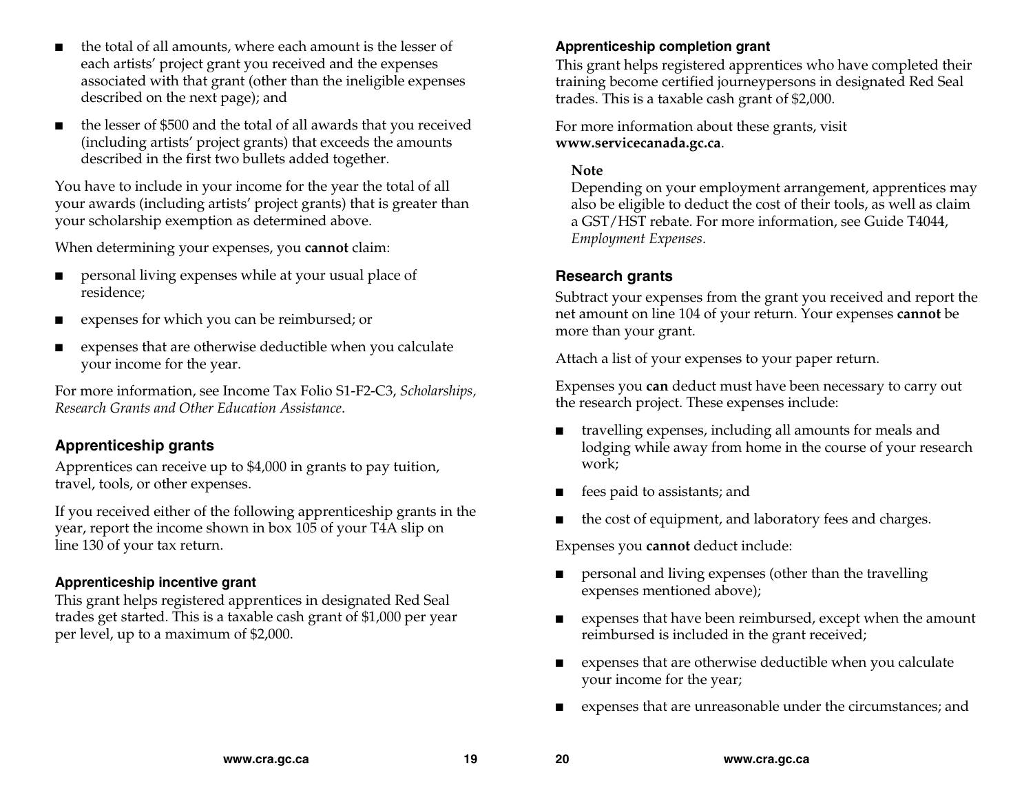- the total of all amounts, where each amount is the lesser of each artists' project grant you received and the expenses associated with that grant (other than the ineligible expenses described on the next page); and
- the lesser of $500 and the total of all awards that you received (including artists' project grants) that exceeds the amounts described in the first two bullets added together.

You have to include in your income for the year the total of all your awards (including artists' project grants) that is greater than your scholarship exemption as determined above.

When determining your expenses, you **cannot** claim:

- personal living expenses while at your usual place of residence;
- expenses for which you can be reimbursed; or
- expenses that are otherwise deductible when you calculate your income for the year.

For more information, see Income Tax Folio S1-F2-C3, *Scholarships, Research Grants and Other Education Assistance*.

## Apprenticeship grants

Apprentices can receive up to $4,000 in grants to pay tuition, travel, tools, or other expenses.

If you received either of the following apprenticeship grants in the year, report the income shown in box 105 of your T4A slip on line 130 of your tax return.

### Apprenticeship incentive grant

This grant helps registered apprentices in designated Red Seal trades get started. This is a taxable cash grant of $1,000 per year per level, up to a maximum of $2,000.

### Apprenticeship completion grant

This grant helps registered apprentices who have completed their training become certified journeypersons in designated Red Seal trades. This is a taxable cash grant of $2,000.

For more information about these grants, visit **www.servicecanada.gc.ca**.

**Note**
Depending on your employment arrangement, apprentices may also be eligible to deduct the cost of their tools, as well as claim a GST/HST rebate. For more information, see Guide T4044, *Employment Expenses*.

## Research grants

Subtract your expenses from the grant you received and report the net amount on line 104 of your return. Your expenses **cannot** be more than your grant.

Attach a list of your expenses to your paper return.

Expenses you **can** deduct must have been necessary to carry out the research project. These expenses include:

- travelling expenses, including all amounts for meals and lodging while away from home in the course of your research work;
- fees paid to assistants; and
- the cost of equipment, and laboratory fees and charges.

Expenses you **cannot** deduct include:

- personal and living expenses (other than the travelling expenses mentioned above);
- expenses that have been reimbursed, except when the amount reimbursed is included in the grant received;
- expenses that are otherwise deductible when you calculate your income for the year;
- expenses that are unreasonable under the circumstances; and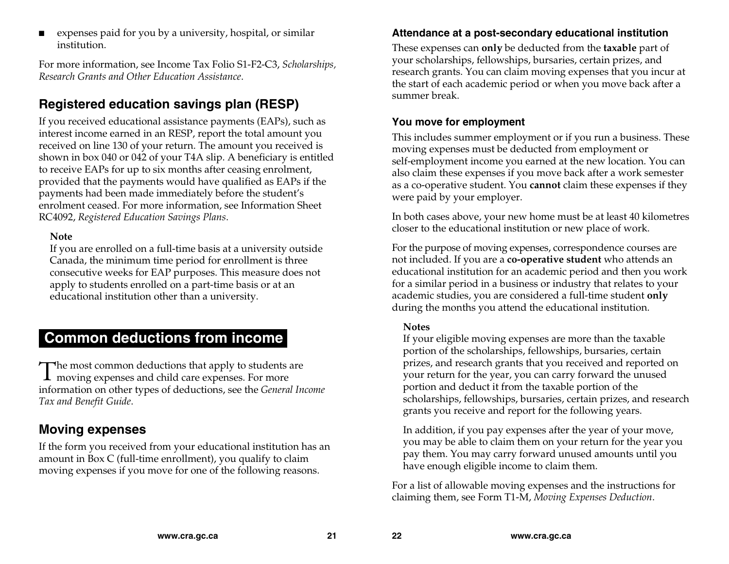- expenses paid for you by a university, hospital, or similar institution.

For more information, see Income Tax Folio S1-F2-C3, *Scholarships, Research Grants and Other Education Assistance*.

## Registered education savings plan (RESP)

If you received educational assistance payments (EAPs), such as interest income earned in an RESP, report the total amount you received on line 130 of your return. The amount you received is shown in box 040 or 042 of your T4A slip. A beneficiary is entitled to receive EAPs for up to six months after ceasing enrolment, provided that the payments would have qualified as EAPs if the payments had been made immediately before the student's enrolment ceased. For more information, see Information Sheet RC4092, *Registered Education Savings Plans*.

**Note**
If you are enrolled on a full-time basis at a university outside Canada, the minimum time period for enrollment is three consecutive weeks for EAP purposes. This measure does not apply to students enrolled on a part-time basis or at an educational institution other than a university.

# Common deductions from income

The most common deductions that apply to students are moving expenses and child care expenses. For more information on other types of deductions, see the *General Income Tax and Benefit Guide*.

## Moving expenses

If the form you received from your educational institution has an amount in Box C (full-time enrollment), you qualify to claim moving expenses if you move for one of the following reasons.

### Attendance at a post-secondary educational institution

These expenses can **only** be deducted from the **taxable** part of your scholarships, fellowships, bursaries, certain prizes, and research grants. You can claim moving expenses that you incur at the start of each academic period or when you move back after a summer break.

### You move for employment

This includes summer employment or if you run a business. These moving expenses must be deducted from employment or self-employment income you earned at the new location. You can also claim these expenses if you move back after a work semester as a co-operative student. You **cannot** claim these expenses if they were paid by your employer.

In both cases above, your new home must be at least 40 kilometres closer to the educational institution or new place of work.

For the purpose of moving expenses, correspondence courses are not included. If you are a **co-operative student** who attends an educational institution for an academic period and then you work for a similar period in a business or industry that relates to your academic studies, you are considered a full-time student **only** during the months you attend the educational institution.

**Notes**
If your eligible moving expenses are more than the taxable portion of the scholarships, fellowships, bursaries, certain prizes, and research grants that you received and reported on your return for the year, you can carry forward the unused portion and deduct it from the taxable portion of the scholarships, fellowships, bursaries, certain prizes, and research grants you receive and report for the following years.

In addition, if you pay expenses after the year of your move, you may be able to claim them on your return for the year you pay them. You may carry forward unused amounts until you have enough eligible income to claim them.

For a list of allowable moving expenses and the instructions for claiming them, see Form T1-M, *Moving Expenses Deduction*.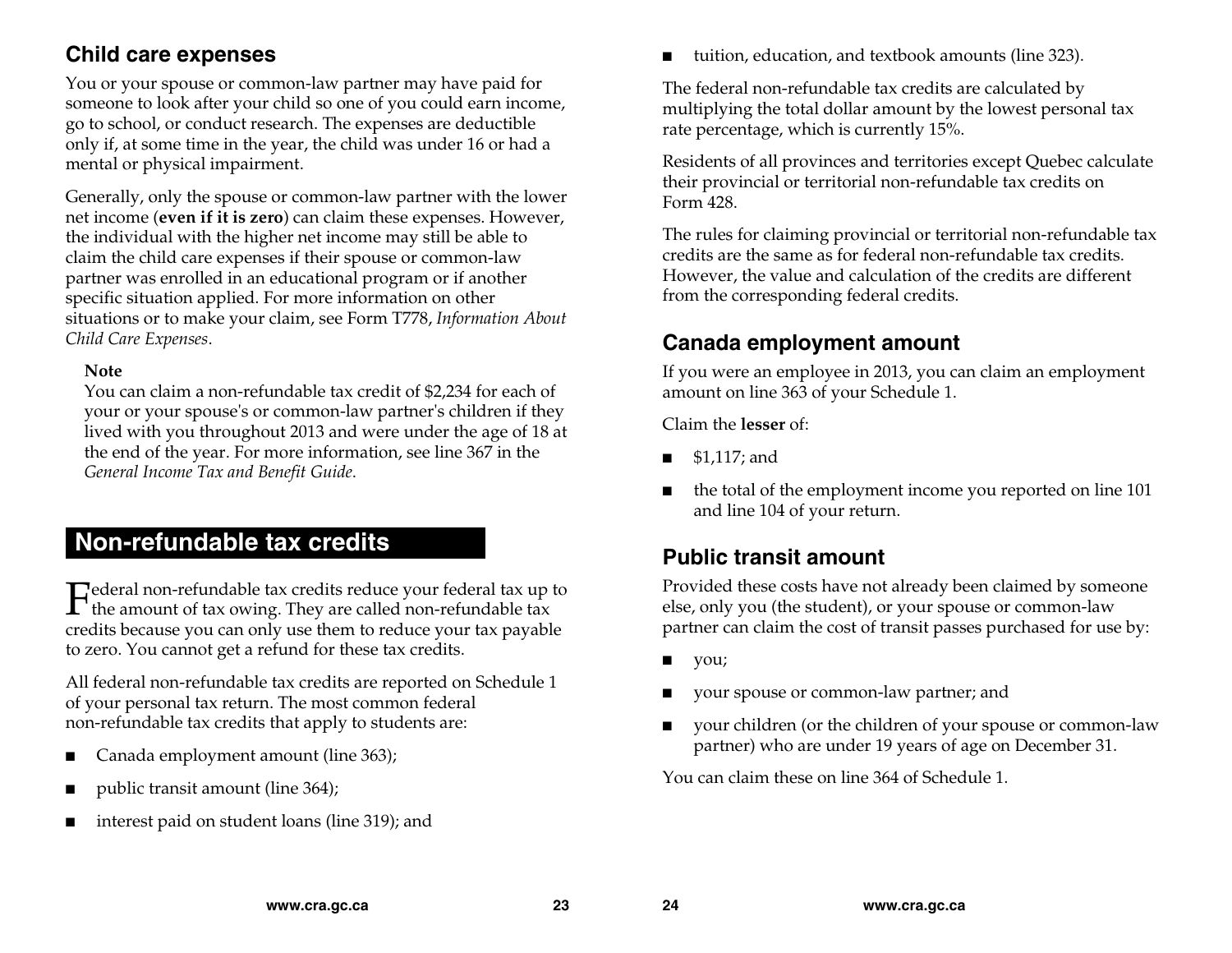## Child care expenses

You or your spouse or common-law partner may have paid for someone to look after your child so one of you could earn income, go to school, or conduct research. The expenses are deductible only if, at some time in the year, the child was under 16 or had a mental or physical impairment.

Generally, only the spouse or common-law partner with the lower net income (**even if it is zero**) can claim these expenses. However, the individual with the higher net income may still be able to claim the child care expenses if their spouse or common-law partner was enrolled in an educational program or if another specific situation applied. For more information on other situations or to make your claim, see Form T778, *Information About Child Care Expenses*.

**Note**
You can claim a non-refundable tax credit of $2,234 for each of your or your spouse's or common-law partner's children if they lived with you throughout 2013 and were under the age of 18 at the end of the year. For more information, see line 367 in the *General Income Tax and Benefit Guide*.

# Non-refundable tax credits

Federal non-refundable tax credits reduce your federal tax up to the amount of tax owing. They are called non-refundable tax credits because you can only use them to reduce your tax payable to zero. You cannot get a refund for these tax credits.

All federal non-refundable tax credits are reported on Schedule 1 of your personal tax return. The most common federal non-refundable tax credits that apply to students are:

- Canada employment amount (line 363);
- public transit amount (line 364);
- interest paid on student loans (line 319); and
- tuition, education, and textbook amounts (line 323).

The federal non-refundable tax credits are calculated by multiplying the total dollar amount by the lowest personal tax rate percentage, which is currently 15%.

Residents of all provinces and territories except Quebec calculate their provincial or territorial non-refundable tax credits on Form 428.

The rules for claiming provincial or territorial non-refundable tax credits are the same as for federal non-refundable tax credits. However, the value and calculation of the credits are different from the corresponding federal credits.

## Canada employment amount

If you were an employee in 2013, you can claim an employment amount on line 363 of your Schedule 1.

Claim the **lesser** of:

- $1,117; and
- the total of the employment income you reported on line 101 and line 104 of your return.

## Public transit amount

Provided these costs have not already been claimed by someone else, only you (the student), or your spouse or common-law partner can claim the cost of transit passes purchased for use by:

- you;
- your spouse or common-law partner; and
- your children (or the children of your spouse or common-law partner) who are under 19 years of age on December 31.

You can claim these on line 364 of Schedule 1.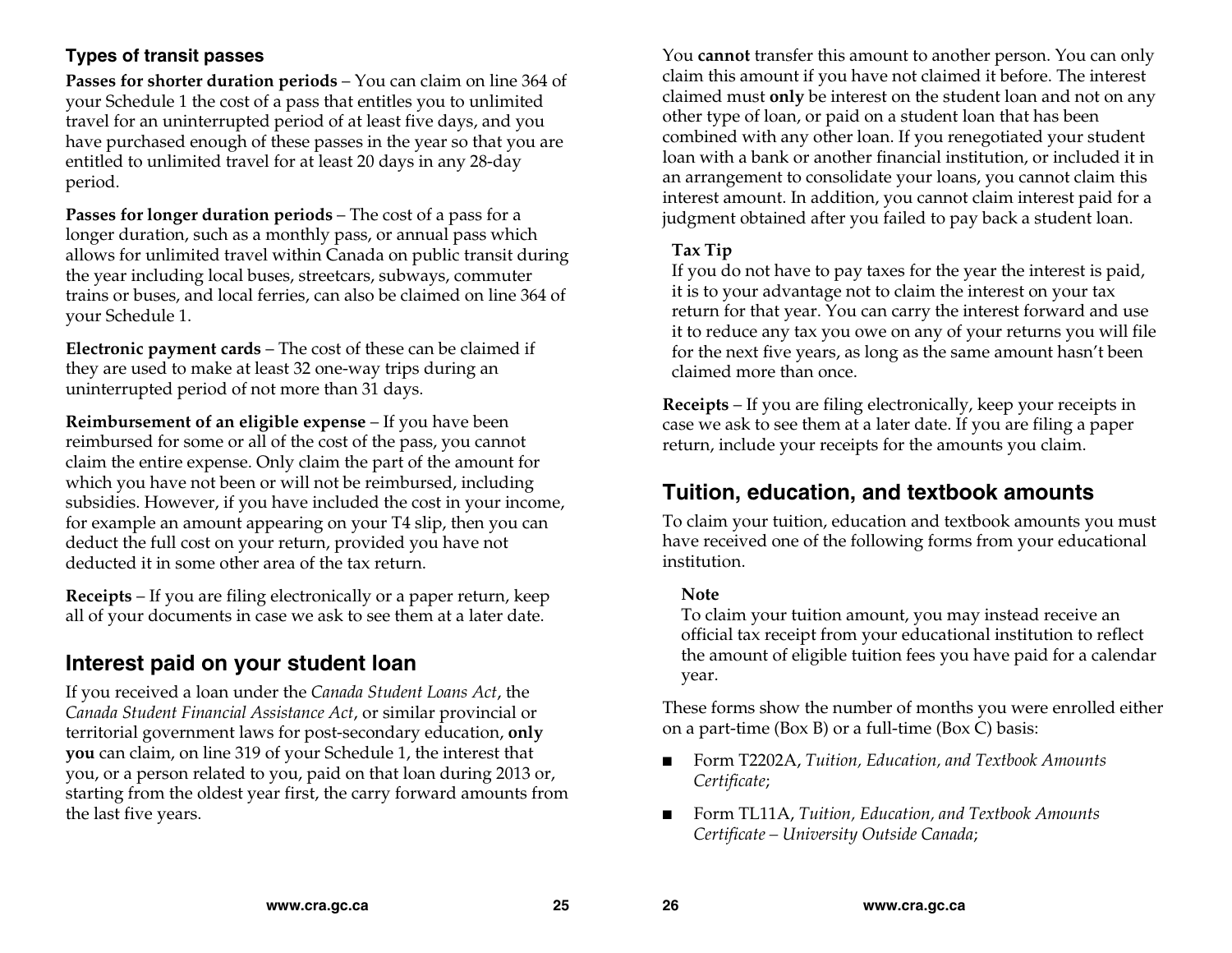### Types of transit passes

**Passes for shorter duration periods** – You can claim on line 364 of your Schedule 1 the cost of a pass that entitles you to unlimited travel for an uninterrupted period of at least five days, and you have purchased enough of these passes in the year so that you are entitled to unlimited travel for at least 20 days in any 28-day period.

**Passes for longer duration periods** – The cost of a pass for a longer duration, such as a monthly pass, or annual pass which allows for unlimited travel within Canada on public transit during the year including local buses, streetcars, subways, commuter trains or buses, and local ferries, can also be claimed on line 364 of your Schedule 1.

**Electronic payment cards** – The cost of these can be claimed if they are used to make at least 32 one-way trips during an uninterrupted period of not more than 31 days.

**Reimbursement of an eligible expense** – If you have been reimbursed for some or all of the cost of the pass, you cannot claim the entire expense. Only claim the part of the amount for which you have not been or will not be reimbursed, including subsidies. However, if you have included the cost in your income, for example an amount appearing on your T4 slip, then you can deduct the full cost on your return, provided you have not deducted it in some other area of the tax return.

**Receipts** – If you are filing electronically or a paper return, keep all of your documents in case we ask to see them at a later date.

## Interest paid on your student loan

If you received a loan under the *Canada Student Loans Act*, the *Canada Student Financial Assistance Act*, or similar provincial or territorial government laws for post-secondary education, **only you** can claim, on line 319 of your Schedule 1, the interest that you, or a person related to you, paid on that loan during 2013 or, starting from the oldest year first, the carry forward amounts from the last five years.

You **cannot** transfer this amount to another person. You can only claim this amount if you have not claimed it before. The interest claimed must **only** be interest on the student loan and not on any other type of loan, or paid on a student loan that has been combined with any other loan. If you renegotiated your student loan with a bank or another financial institution, or included it in an arrangement to consolidate your loans, you cannot claim this interest amount. In addition, you cannot claim interest paid for a judgment obtained after you failed to pay back a student loan.

**Tax Tip**
If you do not have to pay taxes for the year the interest is paid, it is to your advantage not to claim the interest on your tax return for that year. You can carry the interest forward and use it to reduce any tax you owe on any of your returns you will file for the next five years, as long as the same amount hasn't been claimed more than once.

**Receipts** – If you are filing electronically, keep your receipts in case we ask to see them at a later date. If you are filing a paper return, include your receipts for the amounts you claim.

## Tuition, education, and textbook amounts

To claim your tuition, education and textbook amounts you must have received one of the following forms from your educational institution.

**Note**
To claim your tuition amount, you may instead receive an official tax receipt from your educational institution to reflect the amount of eligible tuition fees you have paid for a calendar year.

These forms show the number of months you were enrolled either on a part-time (Box B) or a full-time (Box C) basis:

- Form T2202A, *Tuition, Education, and Textbook Amounts Certificate*;
- Form TL11A, *Tuition, Education, and Textbook Amounts Certificate – University Outside Canada*;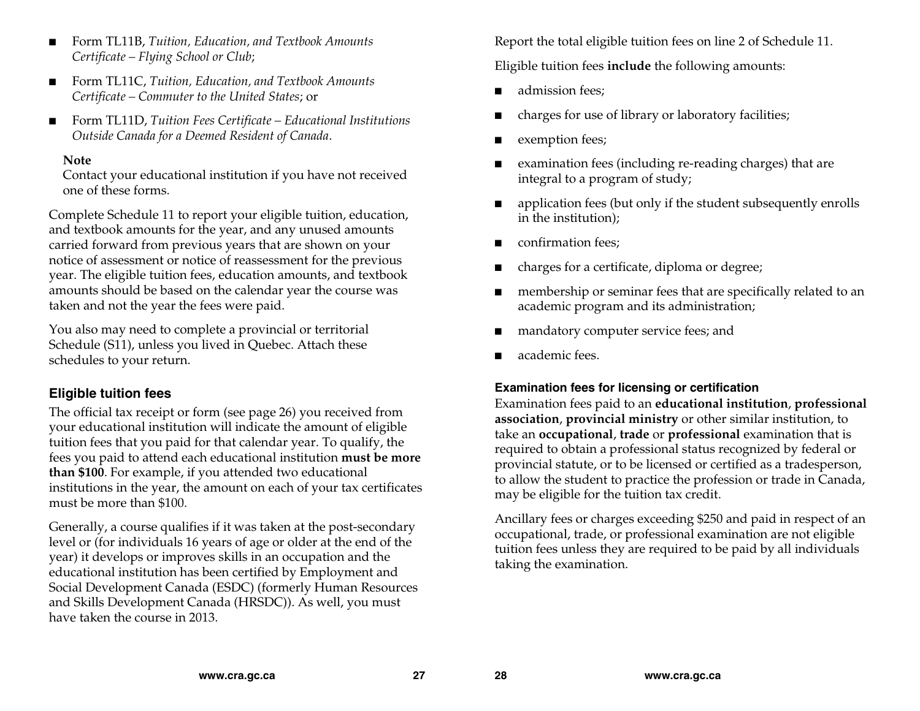- Form TL11B, *Tuition, Education, and Textbook Amounts Certificate – Flying School or Club*;
- Form TL11C, *Tuition, Education, and Textbook Amounts Certificate – Commuter to the United States*; or
- Form TL11D, *Tuition Fees Certificate – Educational Institutions Outside Canada for a Deemed Resident of Canada*.

**Note**
Contact your educational institution if you have not received one of these forms.

Complete Schedule 11 to report your eligible tuition, education, and textbook amounts for the year, and any unused amounts carried forward from previous years that are shown on your notice of assessment or notice of reassessment for the previous year. The eligible tuition fees, education amounts, and textbook amounts should be based on the calendar year the course was taken and not the year the fees were paid.

You also may need to complete a provincial or territorial Schedule (S11), unless you lived in Quebec. Attach these schedules to your return.

## Eligible tuition fees

The official tax receipt or form (see page 26) you received from your educational institution will indicate the amount of eligible tuition fees that you paid for that calendar year. To qualify, the fees you paid to attend each educational institution **must be more than $100**. For example, if you attended two educational institutions in the year, the amount on each of your tax certificates must be more than $100.

Generally, a course qualifies if it was taken at the post-secondary level or (for individuals 16 years of age or older at the end of the year) it develops or improves skills in an occupation and the educational institution has been certified by Employment and Social Development Canada (ESDC) (formerly Human Resources and Skills Development Canada (HRSDC)). As well, you must have taken the course in 2013.

Report the total eligible tuition fees on line 2 of Schedule 11.

Eligible tuition fees **include** the following amounts:

- admission fees;
- charges for use of library or laboratory facilities;
- exemption fees;
- examination fees (including re-reading charges) that are integral to a program of study;
- application fees (but only if the student subsequently enrolls in the institution);
- confirmation fees;
- charges for a certificate, diploma or degree;
- membership or seminar fees that are specifically related to an academic program and its administration;
- mandatory computer service fees; and
- academic fees.

### Examination fees for licensing or certification

Examination fees paid to an **educational institution**, **professional association**, **provincial ministry** or other similar institution, to take an **occupational**, **trade** or **professional** examination that is required to obtain a professional status recognized by federal or provincial statute, or to be licensed or certified as a tradesperson, to allow the student to practice the profession or trade in Canada, may be eligible for the tuition tax credit.

Ancillary fees or charges exceeding $250 and paid in respect of an occupational, trade, or professional examination are not eligible tuition fees unless they are required to be paid by all individuals taking the examination.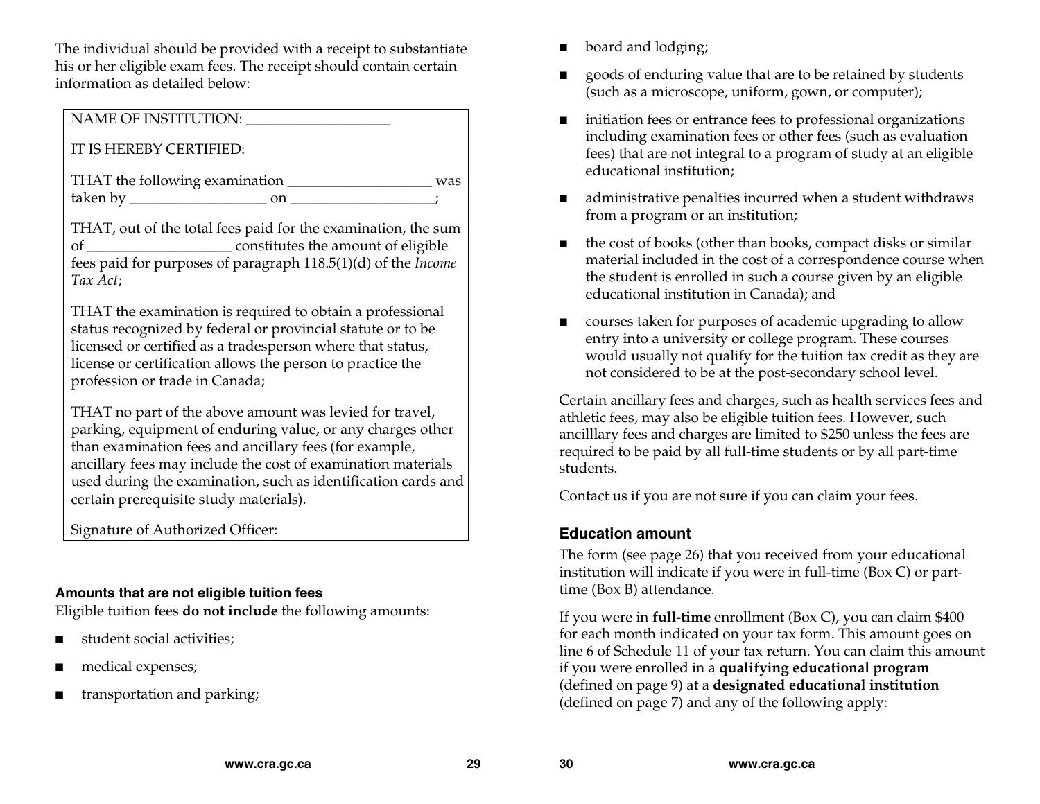The individual should be provided with a receipt to substantiate his or her eligible exam fees. The receipt should contain certain information as detailed below:

> NAME OF INSTITUTION: ___________________
>
> IT IS HEREBY CERTIFIED:
>
> THAT the following examination ___________________ was taken by ___________________ on ___________________;
>
> THAT, out of the total fees paid for the examination, the sum of ___________________ constitutes the amount of eligible fees paid for purposes of paragraph 118.5(1)(d) of the *Income Tax Act*;
>
> THAT the examination is required to obtain a professional status recognized by federal or provincial statute or to be licensed or certified as a tradesperson where that status, license or certification allows the person to practice the profession or trade in Canada;
>
> THAT no part of the above amount was levied for travel, parking, equipment of enduring value, or any charges other than examination fees and ancillary fees (for example, ancillary fees may include the cost of examination materials used during the examination, such as identification cards and certain prerequisite study materials).
>
> Signature of Authorized Officer:

#### Amounts that are not eligible tuition fees

Eligible tuition fees **do not include** the following amounts:

- student social activities;
- medical expenses;
- transportation and parking;
- board and lodging;
- goods of enduring value that are to be retained by students (such as a microscope, uniform, gown, or computer);
- initiation fees or entrance fees to professional organizations including examination fees or other fees (such as evaluation fees) that are not integral to a program of study at an eligible educational institution;
- administrative penalties incurred when a student withdraws from a program or an institution;
- the cost of books (other than books, compact disks or similar material included in the cost of a correspondence course when the student is enrolled in such a course given by an eligible educational institution in Canada); and
- courses taken for purposes of academic upgrading to allow entry into a university or college program. These courses would usually not qualify for the tuition tax credit as they are not considered to be at the post-secondary school level.

Certain ancillary fees and charges, such as health services fees and athletic fees, may also be eligible tuition fees. However, such ancilllary fees and charges are limited to $250 unless the fees are required to be paid by all full-time students or by all part-time students.

Contact us if you are not sure if you can claim your fees.

### Education amount

The form (see page 26) that you received from your educational institution will indicate if you were in full-time (Box C) or part-time (Box B) attendance.

If you were in **full-time** enrollment (Box C), you can claim $400 for each month indicated on your tax form. This amount goes on line 6 of Schedule 11 of your tax return. You can claim this amount if you were enrolled in a **qualifying educational program** (defined on page 9) at a **designated educational institution** (defined on page 7) and any of the following apply: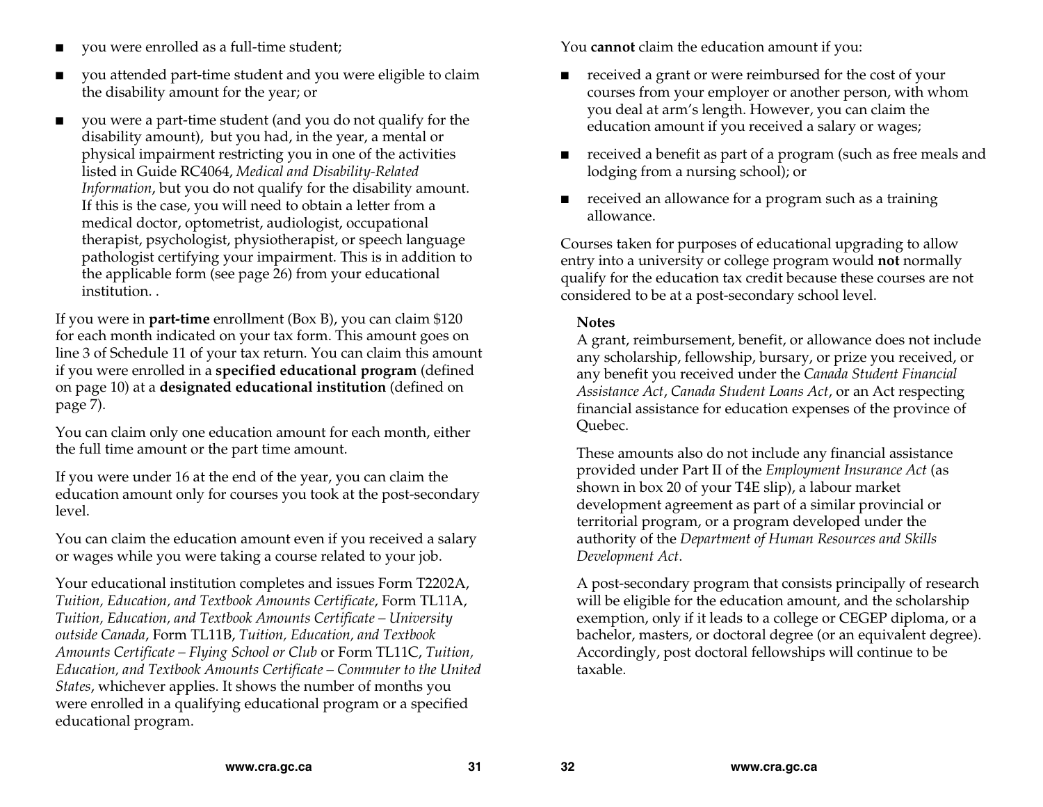- you were enrolled as a full-time student;
- you attended part-time student and you were eligible to claim the disability amount for the year; or
- you were a part-time student (and you do not qualify for the disability amount), but you had, in the year, a mental or physical impairment restricting you in one of the activities listed in Guide RC4064, *Medical and Disability-Related Information*, but you do not qualify for the disability amount. If this is the case, you will need to obtain a letter from a medical doctor, optometrist, audiologist, occupational therapist, psychologist, physiotherapist, or speech language pathologist certifying your impairment. This is in addition to the applicable form (see page 26) from your educational institution. .

If you were in **part-time** enrollment (Box B), you can claim $120 for each month indicated on your tax form. This amount goes on line 3 of Schedule 11 of your tax return. You can claim this amount if you were enrolled in a **specified educational program** (defined on page 10) at a **designated educational institution** (defined on page 7).

You can claim only one education amount for each month, either the full time amount or the part time amount.

If you were under 16 at the end of the year, you can claim the education amount only for courses you took at the post-secondary level.

You can claim the education amount even if you received a salary or wages while you were taking a course related to your job.

Your educational institution completes and issues Form T2202A, *Tuition, Education, and Textbook Amounts Certificate*, Form TL11A, *Tuition, Education, and Textbook Amounts Certificate – University outside Canada*, Form TL11B, *Tuition, Education, and Textbook Amounts Certificate – Flying School or Club* or Form TL11C, *Tuition, Education, and Textbook Amounts Certificate – Commuter to the United States*, whichever applies. It shows the number of months you were enrolled in a qualifying educational program or a specified educational program.

You **cannot** claim the education amount if you:

- received a grant or were reimbursed for the cost of your courses from your employer or another person, with whom you deal at arm's length. However, you can claim the education amount if you received a salary or wages;
- received a benefit as part of a program (such as free meals and lodging from a nursing school); or
- received an allowance for a program such as a training allowance.

Courses taken for purposes of educational upgrading to allow entry into a university or college program would **not** normally qualify for the education tax credit because these courses are not considered to be at a post-secondary school level.

**Notes**

A grant, reimbursement, benefit, or allowance does not include any scholarship, fellowship, bursary, or prize you received, or any benefit you received under the *Canada Student Financial Assistance Act*, *Canada Student Loans Act*, or an Act respecting financial assistance for education expenses of the province of Quebec.

These amounts also do not include any financial assistance provided under Part II of the *Employment Insurance Act* (as shown in box 20 of your T4E slip), a labour market development agreement as part of a similar provincial or territorial program, or a program developed under the authority of the *Department of Human Resources and Skills Development Act*.

A post-secondary program that consists principally of research will be eligible for the education amount, and the scholarship exemption, only if it leads to a college or CEGEP diploma, or a bachelor, masters, or doctoral degree (or an equivalent degree). Accordingly, post doctoral fellowships will continue to be taxable.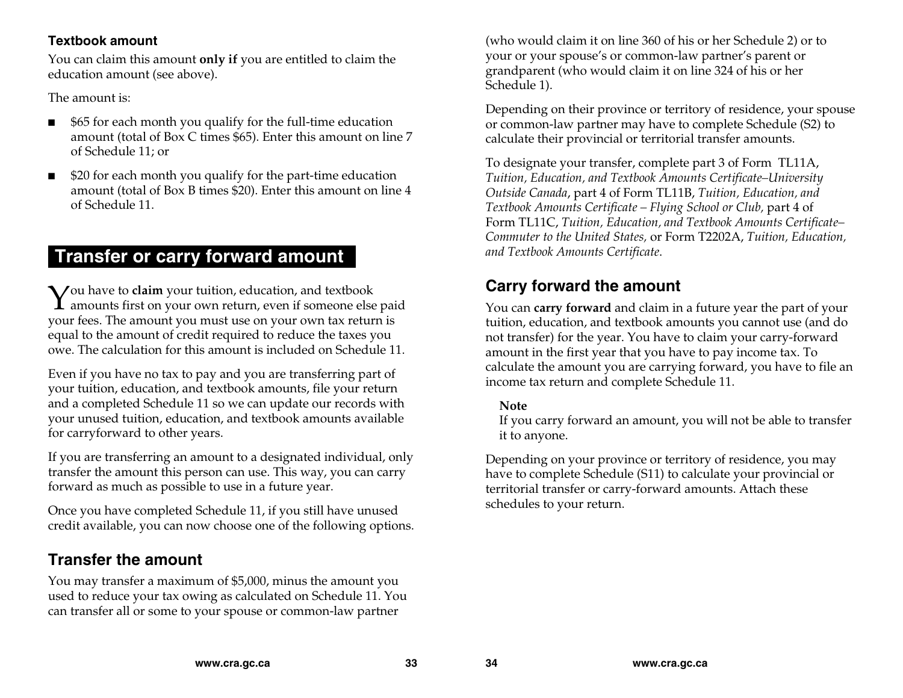### Textbook amount

You can claim this amount **only if** you are entitled to claim the education amount (see above).

The amount is:

- $65 for each month you qualify for the full-time education amount (total of Box C times $65). Enter this amount on line 7 of Schedule 11; or
- $20 for each month you qualify for the part-time education amount (total of Box B times $20). Enter this amount on line 4 of Schedule 11.

## Transfer or carry forward amount

You have to **claim** your tuition, education, and textbook amounts first on your own return, even if someone else paid your fees. The amount you must use on your own tax return is equal to the amount of credit required to reduce the taxes you owe. The calculation for this amount is included on Schedule 11.

Even if you have no tax to pay and you are transferring part of your tuition, education, and textbook amounts, file your return and a completed Schedule 11 so we can update our records with your unused tuition, education, and textbook amounts available for carryforward to other years.

If you are transferring an amount to a designated individual, only transfer the amount this person can use. This way, you can carry forward as much as possible to use in a future year.

Once you have completed Schedule 11, if you still have unused credit available, you can now choose one of the following options.

### Transfer the amount

You may transfer a maximum of $5,000, minus the amount you used to reduce your tax owing as calculated on Schedule 11. You can transfer all or some to your spouse or common-law partner (who would claim it on line 360 of his or her Schedule 2) or to your or your spouse's or common-law partner's parent or grandparent (who would claim it on line 324 of his or her Schedule 1).

Depending on their province or territory of residence, your spouse or common-law partner may have to complete Schedule (S2) to calculate their provincial or territorial transfer amounts.

To designate your transfer, complete part 3 of Form TL11A, *Tuition, Education, and Textbook Amounts Certificate–University Outside Canada*, part 4 of Form TL11B, *Tuition, Education, and Textbook Amounts Certificate – Flying School or Club,* part 4 of Form TL11C, *Tuition, Education, and Textbook Amounts Certificate–Commuter to the United States,* or Form T2202A, *Tuition, Education, and Textbook Amounts Certificate*.

### Carry forward the amount

You can **carry forward** and claim in a future year the part of your tuition, education, and textbook amounts you cannot use (and do not transfer) for the year. You have to claim your carry-forward amount in the first year that you have to pay income tax. To calculate the amount you are carrying forward, you have to file an income tax return and complete Schedule 11.

**Note**
If you carry forward an amount, you will not be able to transfer it to anyone.

Depending on your province or territory of residence, you may have to complete Schedule (S11) to calculate your provincial or territorial transfer or carry-forward amounts. Attach these schedules to your return.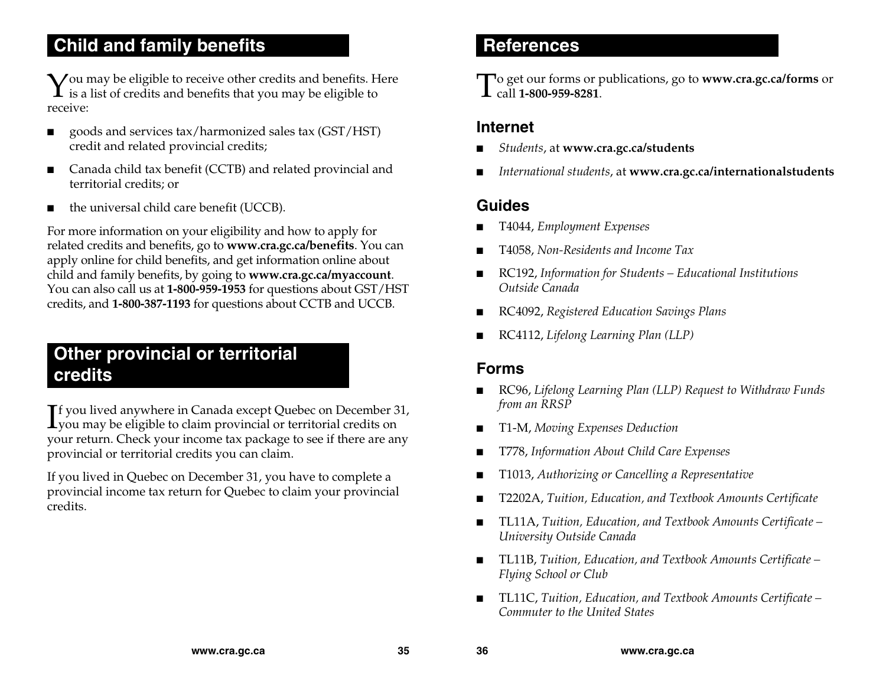## Child and family benefits

You may be eligible to receive other credits and benefits. Here is a list of credits and benefits that you may be eligible to receive:

- goods and services tax/harmonized sales tax (GST/HST) credit and related provincial credits;
- Canada child tax benefit (CCTB) and related provincial and territorial credits; or
- the universal child care benefit (UCCB).

For more information on your eligibility and how to apply for related credits and benefits, go to **www.cra.gc.ca/benefits**. You can apply online for child benefits, and get information online about child and family benefits, by going to **www.cra.gc.ca/myaccount**. You can also call us at **1-800-959-1953** for questions about GST/HST credits, and **1-800-387-1193** for questions about CCTB and UCCB.

## Other provincial or territorial credits

If you lived anywhere in Canada except Quebec on December 31, you may be eligible to claim provincial or territorial credits on your return. Check your income tax package to see if there are any provincial or territorial credits you can claim.

If you lived in Quebec on December 31, you have to complete a provincial income tax return for Quebec to claim your provincial credits.

## References

To get our forms or publications, go to **www.cra.gc.ca/forms** or call **1-800-959-8281**.

### Internet

- *Students*, at **www.cra.gc.ca/students**
- *International students*, at **www.cra.gc.ca/internationalstudents**

### Guides

- T4044, *Employment Expenses*
- T4058, *Non-Residents and Income Tax*
- RC192, *Information for Students – Educational Institutions Outside Canada*
- RC4092, *Registered Education Savings Plans*
- RC4112, *Lifelong Learning Plan (LLP)*

### Forms

- RC96, *Lifelong Learning Plan (LLP) Request to Withdraw Funds from an RRSP*
- T1-M, *Moving Expenses Deduction*
- T778, *Information About Child Care Expenses*
- T1013, *Authorizing or Cancelling a Representative*
- T2202A, *Tuition, Education, and Textbook Amounts Certificate*
- TL11A, *Tuition, Education, and Textbook Amounts Certificate – University Outside Canada*
- TL11B, *Tuition, Education, and Textbook Amounts Certificate – Flying School or Club*
- TL11C, *Tuition, Education, and Textbook Amounts Certificate – Commuter to the United States*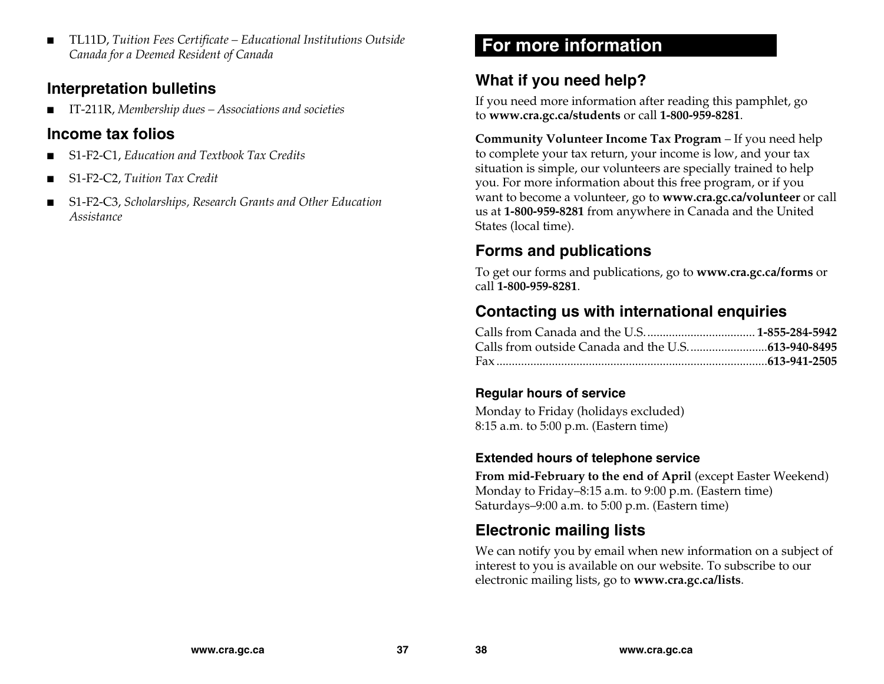- TL11D, *Tuition Fees Certificate – Educational Institutions Outside Canada for a Deemed Resident of Canada*

## Interpretation bulletins

- IT-211R, *Membership dues – Associations and societies*

## Income tax folios

- S1-F2-C1, *Education and Textbook Tax Credits*
- S1-F2-C2, *Tuition Tax Credit*
- S1-F2-C3, *Scholarships, Research Grants and Other Education Assistance*

# For more information

## What if you need help?

If you need more information after reading this pamphlet, go to **www.cra.gc.ca/students** or call **1-800-959-8281**.

**Community Volunteer Income Tax Program** – If you need help to complete your tax return, your income is low, and your tax situation is simple, our volunteers are specially trained to help you. For more information about this free program, or if you want to become a volunteer, go to **www.cra.gc.ca/volunteer** or call us at **1-800-959-8281** from anywhere in Canada and the United States (local time).

## Forms and publications

To get our forms and publications, go to **www.cra.gc.ca/forms** or call **1-800-959-8281**.

## Contacting us with international enquiries

Calls from Canada and the U.S. .................................. **1-855-284-5942**
Calls from outside Canada and the U.S. ........................**613-940-8495**
Fax .......................................................................................**613-941-2505**

### Regular hours of service

Monday to Friday (holidays excluded)
8:15 a.m. to 5:00 p.m. (Eastern time)

### Extended hours of telephone service

**From mid-February to the end of April** (except Easter Weekend)
Monday to Friday–8:15 a.m. to 9:00 p.m. (Eastern time)
Saturdays–9:00 a.m. to 5:00 p.m. (Eastern time)

## Electronic mailing lists

We can notify you by email when new information on a subject of interest to you is available on our website. To subscribe to our electronic mailing lists, go to **www.cra.gc.ca/lists**.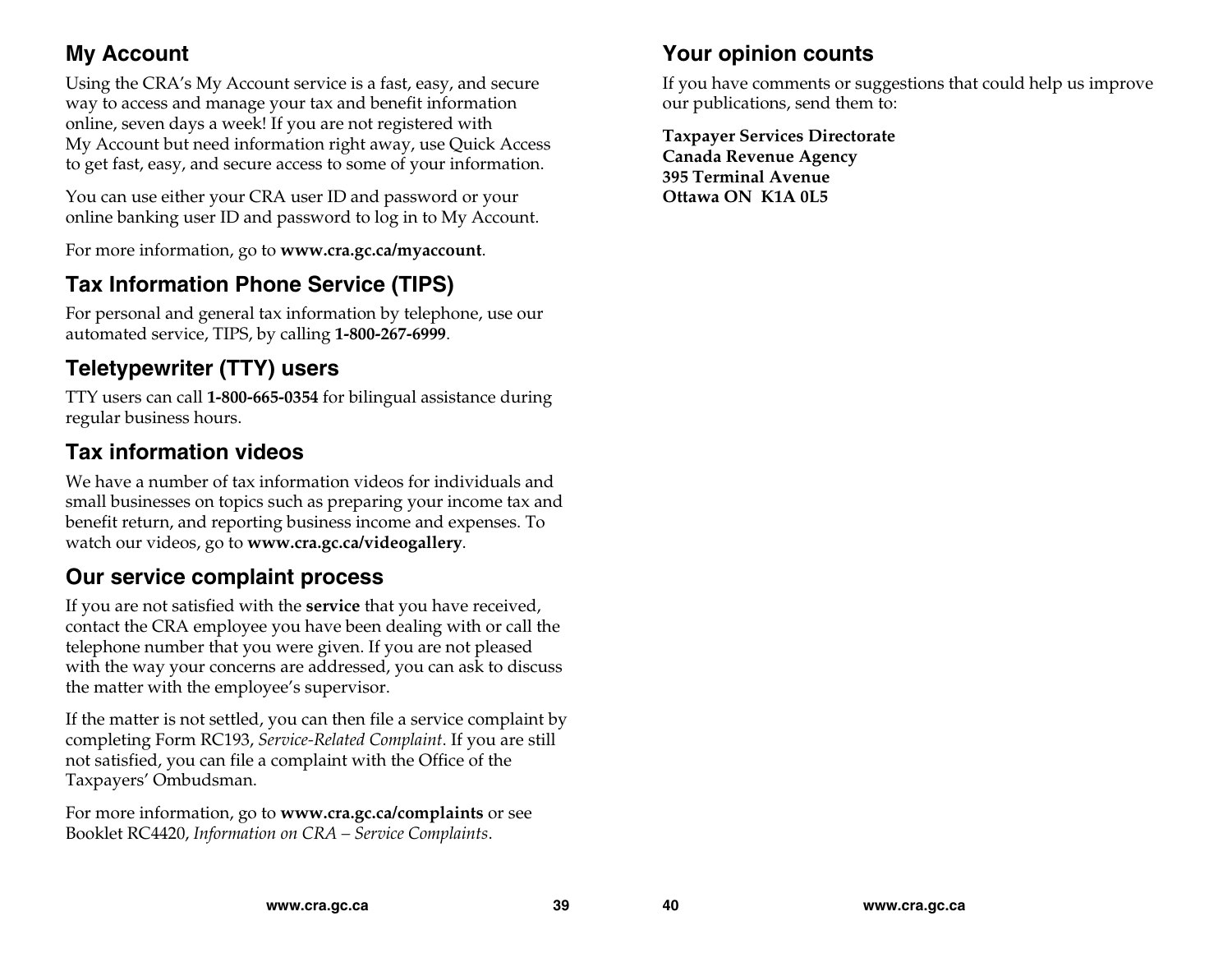## My Account

Using the CRA's My Account service is a fast, easy, and secure way to access and manage your tax and benefit information online, seven days a week! If you are not registered with My Account but need information right away, use Quick Access to get fast, easy, and secure access to some of your information.

You can use either your CRA user ID and password or your online banking user ID and password to log in to My Account.

For more information, go to **www.cra.gc.ca/myaccount**.

## Tax Information Phone Service (TIPS)

For personal and general tax information by telephone, use our automated service, TIPS, by calling **1-800-267-6999**.

## Teletypewriter (TTY) users

TTY users can call **1-800-665-0354** for bilingual assistance during regular business hours.

## Tax information videos

We have a number of tax information videos for individuals and small businesses on topics such as preparing your income tax and benefit return, and reporting business income and expenses. To watch our videos, go to **www.cra.gc.ca/videogallery**.

## Our service complaint process

If you are not satisfied with the **service** that you have received, contact the CRA employee you have been dealing with or call the telephone number that you were given. If you are not pleased with the way your concerns are addressed, you can ask to discuss the matter with the employee's supervisor.

If the matter is not settled, you can then file a service complaint by completing Form RC193, *Service-Related Complaint*. If you are still not satisfied, you can file a complaint with the Office of the Taxpayers' Ombudsman.

For more information, go to **www.cra.gc.ca/complaints** or see Booklet RC4420, *Information on CRA – Service Complaints*.

## Your opinion counts

If you have comments or suggestions that could help us improve our publications, send them to:

**Taxpayer Services Directorate**
**Canada Revenue Agency**
**395 Terminal Avenue**
**Ottawa ON K1A 0L5**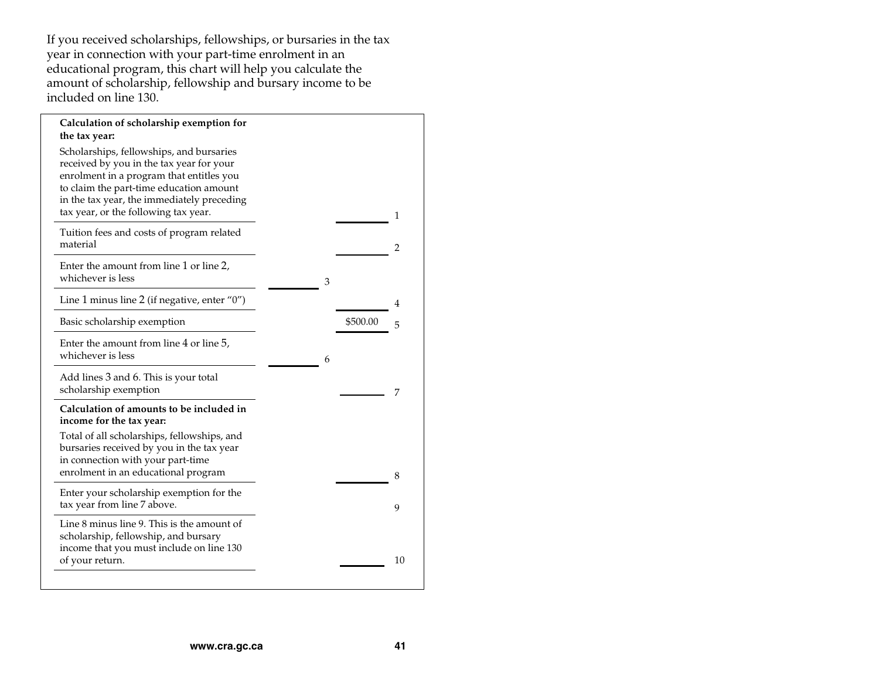If you received scholarships, fellowships, or bursaries in the tax year in connection with your part-time enrolment in an educational program, this chart will help you calculate the amount of scholarship, fellowship and bursary income to be included on line 130.

| | | | | |
|---|---|---|---|---|
| **Calculation of scholarship exemption for the tax year:** | | | | |
| Scholarships, fellowships, and bursaries received by you in the tax year for your enrolment in a program that entitles you to claim the part-time education amount in the tax year, the immediately preceding tax year, or the following tax year. | | | ________ | 1 |
| Tuition fees and costs of program related material | | | ________ | 2 |
| Enter the amount from line 1 or line 2, whichever is less | ________ | 3 | | |
| Line 1 minus line 2 (if negative, enter "0") | | | ________ | 4 |
| Basic scholarship exemption | | | $500.00 | 5 |
| Enter the amount from line 4 or line 5, whichever is less | ________ | 6 | | |
| Add lines 3 and 6. This is your total scholarship exemption | | | ________ | 7 |
| **Calculation of amounts to be included in income for the tax year:** | | | | |
| Total of all scholarships, fellowships, and bursaries received by you in the tax year in connection with your part-time enrolment in an educational program | | | ________ | 8 |
| Enter your scholarship exemption for the tax year from line 7 above. | | | | 9 |
| Line 8 minus line 9. This is the amount of scholarship, fellowship, and bursary income that you must include on line 130 of your return. | | | ________ | 10 |